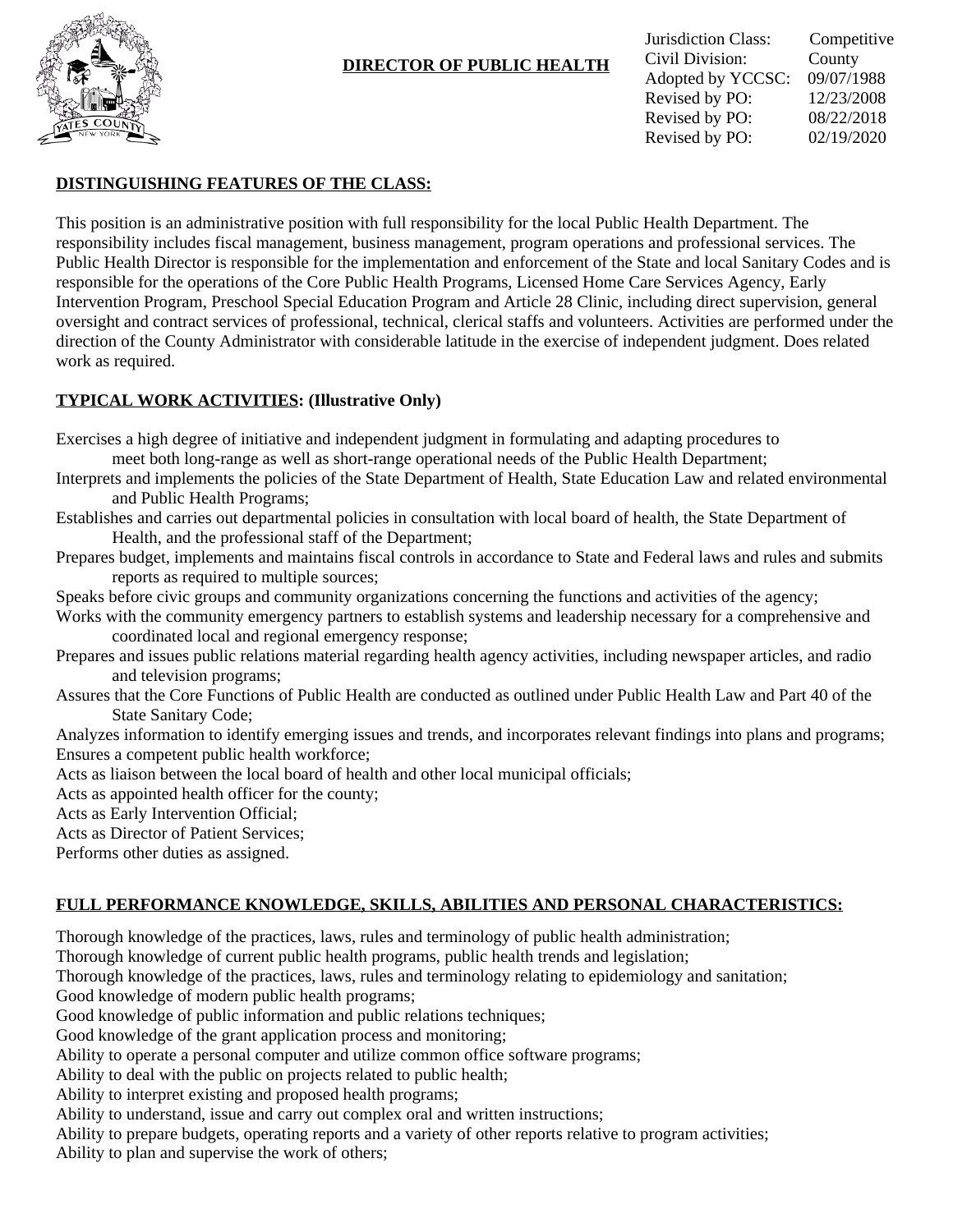# DIRECTOR OF PUBLIC HEALTH

| | |
|---|---|
| Jurisdiction Class: | Competitive |
| Civil Division: | County |
| Adopted by YCCSC: | 09/07/1988 |
| Revised by PO: | 12/23/2008 |
| Revised by PO: | 08/22/2018 |
| Revised by PO: | 02/19/2020 |

## DISTINGUISHING FEATURES OF THE CLASS:

This position is an administrative position with full responsibility for the local Public Health Department. The responsibility includes fiscal management, business management, program operations and professional services. The Public Health Director is responsible for the implementation and enforcement of the State and local Sanitary Codes and is responsible for the operations of the Core Public Health Programs, Licensed Home Care Services Agency, Early Intervention Program, Preschool Special Education Program and Article 28 Clinic, including direct supervision, general oversight and contract services of professional, technical, clerical staffs and volunteers. Activities are performed under the direction of the County Administrator with considerable latitude in the exercise of independent judgment. Does related work as required.

## TYPICAL WORK ACTIVITIES: (Illustrative Only)

Exercises a high degree of initiative and independent judgment in formulating and adapting procedures to meet both long-range as well as short-range operational needs of the Public Health Department;
Interprets and implements the policies of the State Department of Health, State Education Law and related environmental and Public Health Programs;
Establishes and carries out departmental policies in consultation with local board of health, the State Department of Health, and the professional staff of the Department;
Prepares budget, implements and maintains fiscal controls in accordance to State and Federal laws and rules and submits reports as required to multiple sources;
Speaks before civic groups and community organizations concerning the functions and activities of the agency;
Works with the community emergency partners to establish systems and leadership necessary for a comprehensive and coordinated local and regional emergency response;
Prepares and issues public relations material regarding health agency activities, including newspaper articles, and radio and television programs;
Assures that the Core Functions of Public Health are conducted as outlined under Public Health Law and Part 40 of the State Sanitary Code;
Analyzes information to identify emerging issues and trends, and incorporates relevant findings into plans and programs;
Ensures a competent public health workforce;
Acts as liaison between the local board of health and other local municipal officials;
Acts as appointed health officer for the county;
Acts as Early Intervention Official;
Acts as Director of Patient Services;
Performs other duties as assigned.

## FULL PERFORMANCE KNOWLEDGE, SKILLS, ABILITIES AND PERSONAL CHARACTERISTICS:

Thorough knowledge of the practices, laws, rules and terminology of public health administration;
Thorough knowledge of current public health programs, public health trends and legislation;
Thorough knowledge of the practices, laws, rules and terminology relating to epidemiology and sanitation;
Good knowledge of modern public health programs;
Good knowledge of public information and public relations techniques;
Good knowledge of the grant application process and monitoring;
Ability to operate a personal computer and utilize common office software programs;
Ability to deal with the public on projects related to public health;
Ability to interpret existing and proposed health programs;
Ability to understand, issue and carry out complex oral and written instructions;
Ability to prepare budgets, operating reports and a variety of other reports relative to program activities;
Ability to plan and supervise the work of others;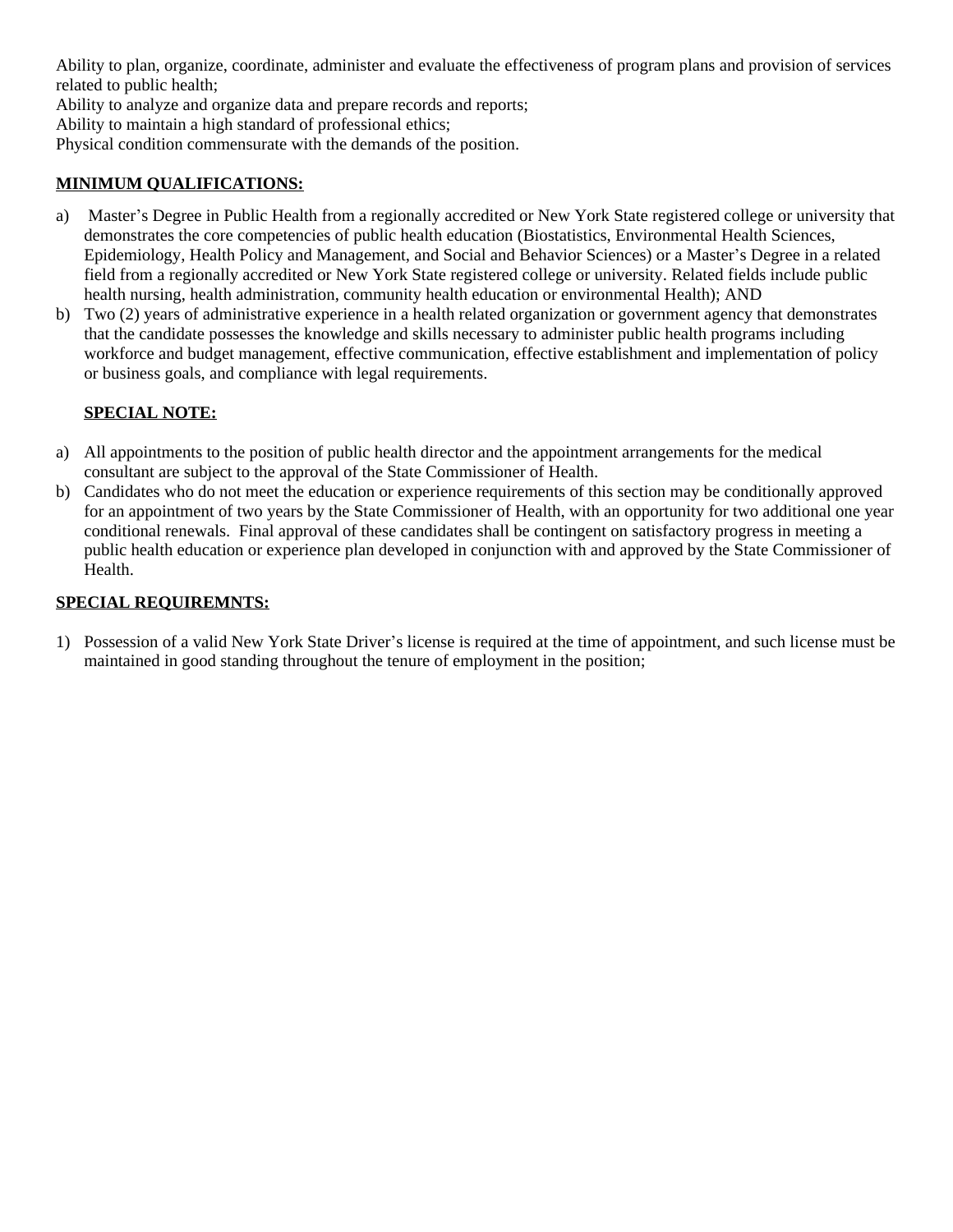Ability to plan, organize, coordinate, administer and evaluate the effectiveness of program plans and provision of services related to public health;
Ability to analyze and organize data and prepare records and reports;
Ability to maintain a high standard of professional ethics;
Physical condition commensurate with the demands of the position.

**MINIMUM QUALIFICATIONS:**

a) Master's Degree in Public Health from a regionally accredited or New York State registered college or university that demonstrates the core competencies of public health education (Biostatistics, Environmental Health Sciences, Epidemiology, Health Policy and Management, and Social and Behavior Sciences) or a Master's Degree in a related field from a regionally accredited or New York State registered college or university. Related fields include public health nursing, health administration, community health education or environmental Health); AND
b) Two (2) years of administrative experience in a health related organization or government agency that demonstrates that the candidate possesses the knowledge and skills necessary to administer public health programs including workforce and budget management, effective communication, effective establishment and implementation of policy or business goals, and compliance with legal requirements.

**SPECIAL NOTE:**

a) All appointments to the position of public health director and the appointment arrangements for the medical consultant are subject to the approval of the State Commissioner of Health.
b) Candidates who do not meet the education or experience requirements of this section may be conditionally approved for an appointment of two years by the State Commissioner of Health, with an opportunity for two additional one year conditional renewals. Final approval of these candidates shall be contingent on satisfactory progress in meeting a public health education or experience plan developed in conjunction with and approved by the State Commissioner of Health.

**SPECIAL REQUIREMNTS:**

1) Possession of a valid New York State Driver's license is required at the time of appointment, and such license must be maintained in good standing throughout the tenure of employment in the position;